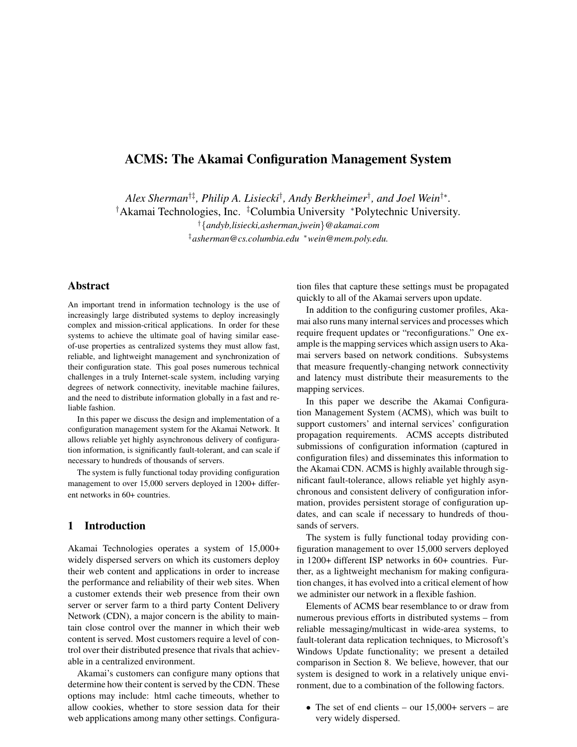# ACMS: The Akamai Configuration Management System

*Alex Sherman*[†‡]*, Philip A. Lisiecki*[†]*, Andy Berkheimer*[†]*, and Joel Wein*[†*]*.*

[†]Akamai Technologies, Inc. [‡]Columbia University [*]Polytechnic University.

[†]{*andyb,lisiecki,asherman,jwein*}*@akamai.com*

[‡]*asherman@cs.columbia.edu* [*]*wein@mem.poly.edu.*

## Abstract

An important trend in information technology is the use of increasingly large distributed systems to deploy increasingly complex and mission-critical applications. In order for these systems to achieve the ultimate goal of having similar ease-of-use properties as centralized systems they must allow fast, reliable, and lightweight management and synchronization of their configuration state. This goal poses numerous technical challenges in a truly Internet-scale system, including varying degrees of network connectivity, inevitable machine failures, and the need to distribute information globally in a fast and reliable fashion.

In this paper we discuss the design and implementation of a configuration management system for the Akamai Network. It allows reliable yet highly asynchronous delivery of configuration information, is significantly fault-tolerant, and can scale if necessary to hundreds of thousands of servers.

The system is fully functional today providing configuration management to over 15,000 servers deployed in 1200+ different networks in 60+ countries.

## 1 Introduction

Akamai Technologies operates a system of 15,000+ widely dispersed servers on which its customers deploy their web content and applications in order to increase the performance and reliability of their web sites. When a customer extends their web presence from their own server or server farm to a third party Content Delivery Network (CDN), a major concern is the ability to maintain close control over the manner in which their web content is served. Most customers require a level of control over their distributed presence that rivals that achievable in a centralized environment.

Akamai's customers can configure many options that determine how their content is served by the CDN. These options may include: html cache timeouts, whether to allow cookies, whether to store session data for their web applications among many other settings. Configuration files that capture these settings must be propagated quickly to all of the Akamai servers upon update.

In addition to the configuring customer profiles, Akamai also runs many internal services and processes which require frequent updates or "reconfigurations." One example is the mapping services which assign users to Akamai servers based on network conditions. Subsystems that measure frequently-changing network connectivity and latency must distribute their measurements to the mapping services.

In this paper we describe the Akamai Configuration Management System (ACMS), which was built to support customers' and internal services' configuration propagation requirements. ACMS accepts distributed submissions of configuration information (captured in configuration files) and disseminates this information to the Akamai CDN. ACMS is highly available through significant fault-tolerance, allows reliable yet highly asynchronous and consistent delivery of configuration information, provides persistent storage of configuration updates, and can scale if necessary to hundreds of thousands of servers.

The system is fully functional today providing configuration management to over 15,000 servers deployed in 1200+ different ISP networks in 60+ countries. Further, as a lightweight mechanism for making configuration changes, it has evolved into a critical element of how we administer our network in a flexible fashion.

Elements of ACMS bear resemblance to or draw from numerous previous efforts in distributed systems – from reliable messaging/multicast in wide-area systems, to fault-tolerant data replication techniques, to Microsoft's Windows Update functionality; we present a detailed comparison in Section 8. We believe, however, that our system is designed to work in a relatively unique environment, due to a combination of the following factors.

- The set of end clients – our 15,000+ servers – are very widely dispersed.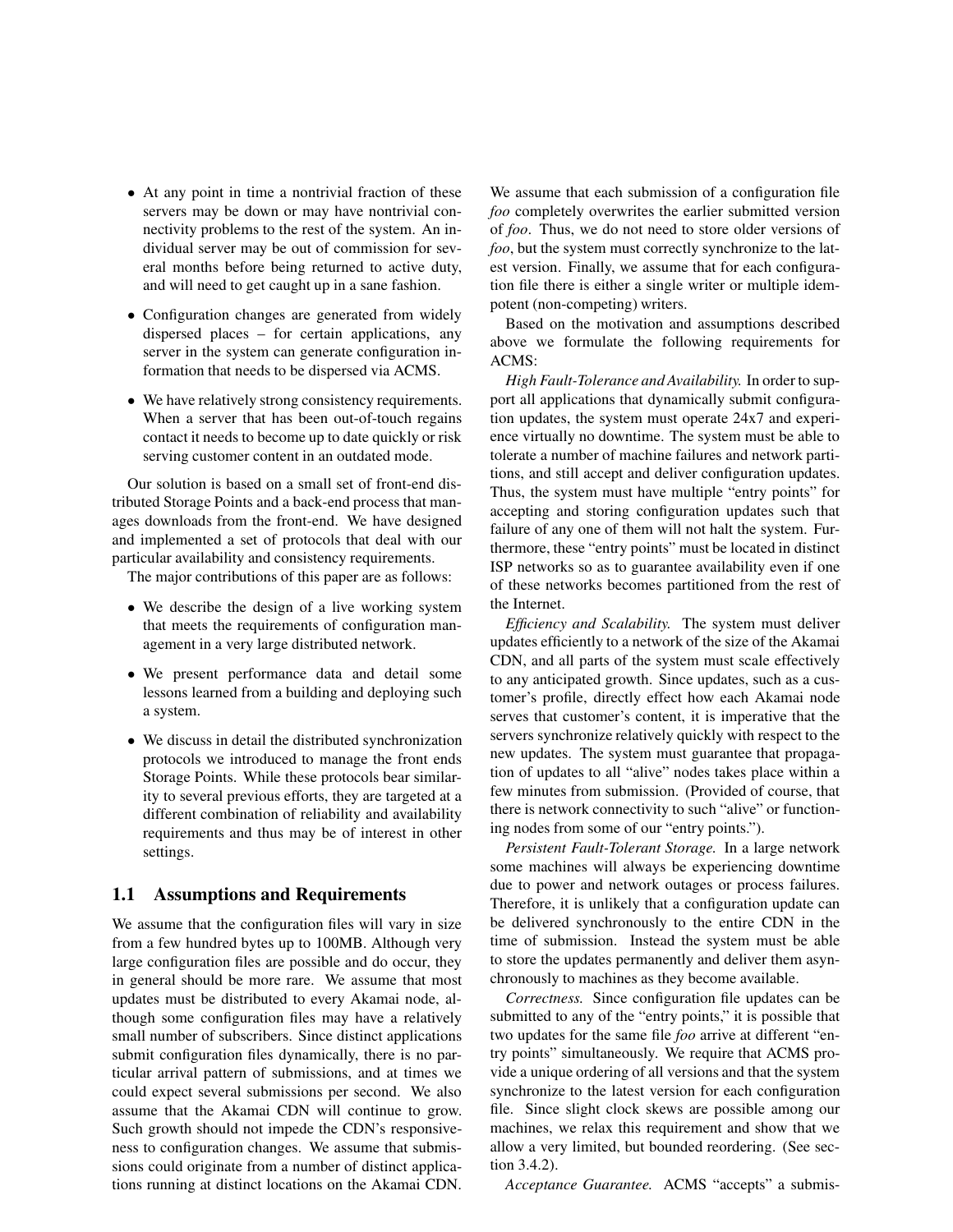- At any point in time a nontrivial fraction of these servers may be down or may have nontrivial connectivity problems to the rest of the system. An individual server may be out of commission for several months before being returned to active duty, and will need to get caught up in a sane fashion.
- Configuration changes are generated from widely dispersed places – for certain applications, any server in the system can generate configuration information that needs to be dispersed via ACMS.
- We have relatively strong consistency requirements. When a server that has been out-of-touch regains contact it needs to become up to date quickly or risk serving customer content in an outdated mode.

Our solution is based on a small set of front-end distributed Storage Points and a back-end process that manages downloads from the front-end. We have designed and implemented a set of protocols that deal with our particular availability and consistency requirements.

The major contributions of this paper are as follows:

- We describe the design of a live working system that meets the requirements of configuration management in a very large distributed network.
- We present performance data and detail some lessons learned from a building and deploying such a system.
- We discuss in detail the distributed synchronization protocols we introduced to manage the front ends Storage Points. While these protocols bear similarity to several previous efforts, they are targeted at a different combination of reliability and availability requirements and thus may be of interest in other settings.

### 1.1 Assumptions and Requirements

We assume that the configuration files will vary in size from a few hundred bytes up to 100MB. Although very large configuration files are possible and do occur, they in general should be more rare. We assume that most updates must be distributed to every Akamai node, although some configuration files may have a relatively small number of subscribers. Since distinct applications submit configuration files dynamically, there is no particular arrival pattern of submissions, and at times we could expect several submissions per second. We also assume that the Akamai CDN will continue to grow. Such growth should not impede the CDN's responsiveness to configuration changes. We assume that submissions could originate from a number of distinct applications running at distinct locations on the Akamai CDN. We assume that each submission of a configuration file *foo* completely overwrites the earlier submitted version of *foo*. Thus, we do not need to store older versions of *foo*, but the system must correctly synchronize to the latest version. Finally, we assume that for each configuration file there is either a single writer or multiple idempotent (non-competing) writers.

Based on the motivation and assumptions described above we formulate the following requirements for ACMS:

*High Fault-Tolerance and Availability.* In order to support all applications that dynamically submit configuration updates, the system must operate 24x7 and experience virtually no downtime. The system must be able to tolerate a number of machine failures and network partitions, and still accept and deliver configuration updates. Thus, the system must have multiple "entry points" for accepting and storing configuration updates such that failure of any one of them will not halt the system. Furthermore, these "entry points" must be located in distinct ISP networks so as to guarantee availability even if one of these networks becomes partitioned from the rest of the Internet.

*Efficiency and Scalability.* The system must deliver updates efficiently to a network of the size of the Akamai CDN, and all parts of the system must scale effectively to any anticipated growth. Since updates, such as a customer's profile, directly effect how each Akamai node serves that customer's content, it is imperative that the servers synchronize relatively quickly with respect to the new updates. The system must guarantee that propagation of updates to all "alive" nodes takes place within a few minutes from submission. (Provided of course, that there is network connectivity to such "alive" or functioning nodes from some of our "entry points.").

*Persistent Fault-Tolerant Storage.* In a large network some machines will always be experiencing downtime due to power and network outages or process failures. Therefore, it is unlikely that a configuration update can be delivered synchronously to the entire CDN in the time of submission. Instead the system must be able to store the updates permanently and deliver them asynchronously to machines as they become available.

*Correctness.* Since configuration file updates can be submitted to any of the "entry points," it is possible that two updates for the same file *foo* arrive at different "entry points" simultaneously. We require that ACMS provide a unique ordering of all versions and that the system synchronize to the latest version for each configuration file. Since slight clock skews are possible among our machines, we relax this requirement and show that we allow a very limited, but bounded reordering. (See section 3.4.2).

*Acceptance Guarantee.* ACMS "accepts" a submis-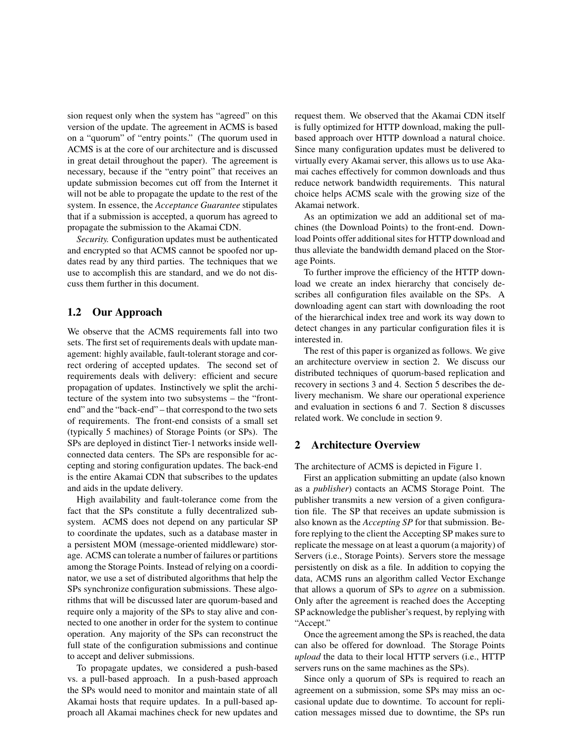sion request only when the system has "agreed" on this version of the update. The agreement in ACMS is based on a "quorum" of "entry points." (The quorum used in ACMS is at the core of our architecture and is discussed in great detail throughout the paper). The agreement is necessary, because if the "entry point" that receives an update submission becomes cut off from the Internet it will not be able to propagate the update to the rest of the system. In essence, the *Acceptance Guarantee* stipulates that if a submission is accepted, a quorum has agreed to propagate the submission to the Akamai CDN.

*Security.* Configuration updates must be authenticated and encrypted so that ACMS cannot be spoofed nor updates read by any third parties. The techniques that we use to accomplish this are standard, and we do not discuss them further in this document.

## 1.2 Our Approach

We observe that the ACMS requirements fall into two sets. The first set of requirements deals with update management: highly available, fault-tolerant storage and correct ordering of accepted updates. The second set of requirements deals with delivery: efficient and secure propagation of updates. Instinctively we split the architecture of the system into two subsystems – the "front-end" and the "back-end" – that correspond to the two sets of requirements. The front-end consists of a small set (typically 5 machines) of Storage Points (or SPs). The SPs are deployed in distinct Tier-1 networks inside well-connected data centers. The SPs are responsible for accepting and storing configuration updates. The back-end is the entire Akamai CDN that subscribes to the updates and aids in the update delivery.

High availability and fault-tolerance come from the fact that the SPs constitute a fully decentralized subsystem. ACMS does not depend on any particular SP to coordinate the updates, such as a database master in a persistent MOM (message-oriented middleware) storage. ACMS can tolerate a number of failures or partitions among the Storage Points. Instead of relying on a coordinator, we use a set of distributed algorithms that help the SPs synchronize configuration submissions. These algorithms that will be discussed later are quorum-based and require only a majority of the SPs to stay alive and connected to one another in order for the system to continue operation. Any majority of the SPs can reconstruct the full state of the configuration submissions and continue to accept and deliver submissions.

To propagate updates, we considered a push-based vs. a pull-based approach. In a push-based approach the SPs would need to monitor and maintain state of all Akamai hosts that require updates. In a pull-based approach all Akamai machines check for new updates and request them. We observed that the Akamai CDN itself is fully optimized for HTTP download, making the pull-based approach over HTTP download a natural choice. Since many configuration updates must be delivered to virtually every Akamai server, this allows us to use Akamai caches effectively for common downloads and thus reduce network bandwidth requirements. This natural choice helps ACMS scale with the growing size of the Akamai network.

As an optimization we add an additional set of machines (the Download Points) to the front-end. Download Points offer additional sites for HTTP download and thus alleviate the bandwidth demand placed on the Storage Points.

To further improve the efficiency of the HTTP download we create an index hierarchy that concisely describes all configuration files available on the SPs. A downloading agent can start with downloading the root of the hierarchical index tree and work its way down to detect changes in any particular configuration files it is interested in.

The rest of this paper is organized as follows. We give an architecture overview in section 2. We discuss our distributed techniques of quorum-based replication and recovery in sections 3 and 4. Section 5 describes the delivery mechanism. We share our operational experience and evaluation in sections 6 and 7. Section 8 discusses related work. We conclude in section 9.

# 2 Architecture Overview

The architecture of ACMS is depicted in Figure 1.

First an application submitting an update (also known as a *publisher*) contacts an ACMS Storage Point. The publisher transmits a new version of a given configuration file. The SP that receives an update submission is also known as the *Accepting SP* for that submission. Before replying to the client the Accepting SP makes sure to replicate the message on at least a quorum (a majority) of Servers (i.e., Storage Points). Servers store the message persistently on disk as a file. In addition to copying the data, ACMS runs an algorithm called Vector Exchange that allows a quorum of SPs to *agree* on a submission. Only after the agreement is reached does the Accepting SP acknowledge the publisher's request, by replying with "Accept."

Once the agreement among the SPs is reached, the data can also be offered for download. The Storage Points *upload* the data to their local HTTP servers (i.e., HTTP servers runs on the same machines as the SPs).

Since only a quorum of SPs is required to reach an agreement on a submission, some SPs may miss an occasional update due to downtime. To account for replication messages missed due to downtime, the SPs run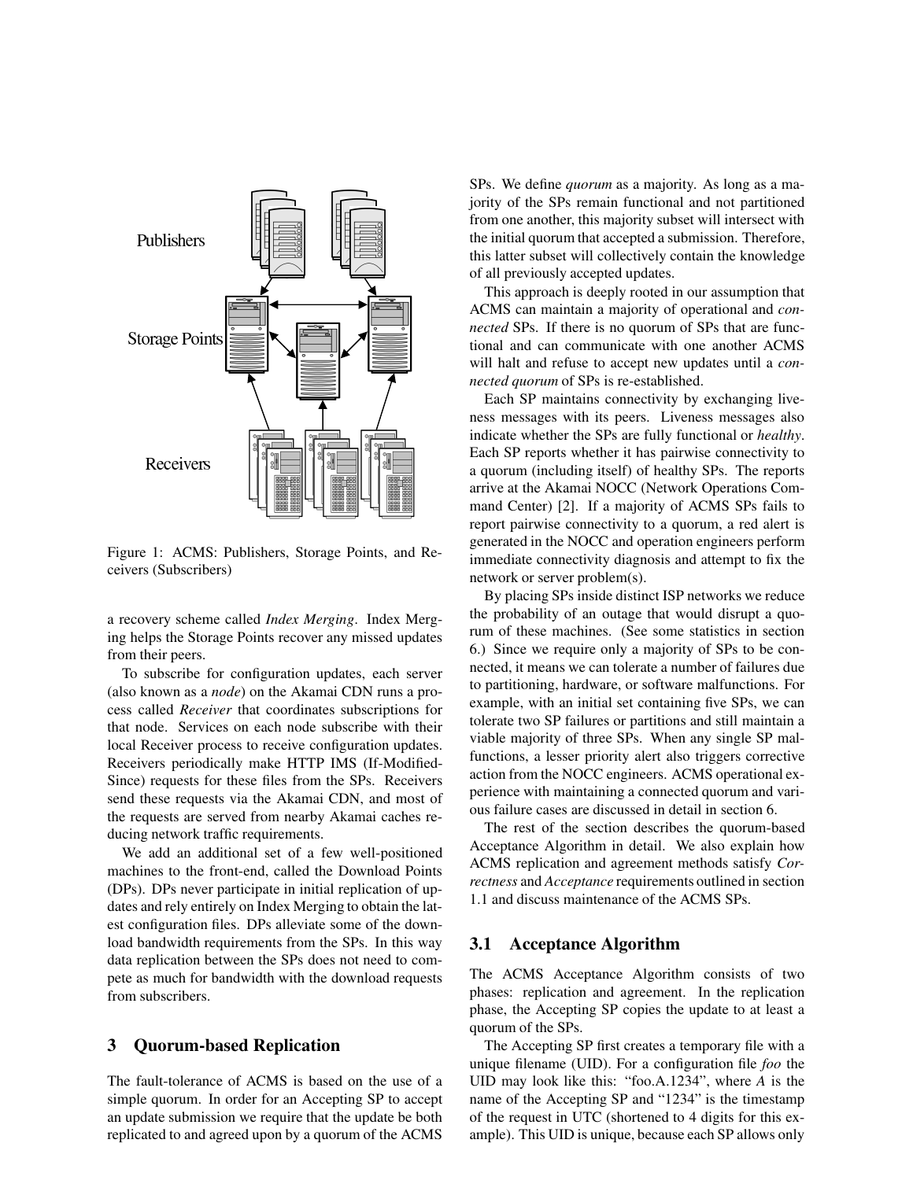Figure 1: ACMS: Publishers, Storage Points, and Receivers (Subscribers)

a recovery scheme called *Index Merging*. Index Merging helps the Storage Points recover any missed updates from their peers.

To subscribe for configuration updates, each server (also known as a *node*) on the Akamai CDN runs a process called *Receiver* that coordinates subscriptions for that node. Services on each node subscribe with their local Receiver process to receive configuration updates. Receivers periodically make HTTP IMS (If-Modified-Since) requests for these files from the SPs. Receivers send these requests via the Akamai CDN, and most of the requests are served from nearby Akamai caches reducing network traffic requirements.

We add an additional set of a few well-positioned machines to the front-end, called the Download Points (DPs). DPs never participate in initial replication of updates and rely entirely on Index Merging to obtain the latest configuration files. DPs alleviate some of the download bandwidth requirements from the SPs. In this way data replication between the SPs does not need to compete as much for bandwidth with the download requests from subscribers.

## 3 Quorum-based Replication

The fault-tolerance of ACMS is based on the use of a simple quorum. In order for an Accepting SP to accept an update submission we require that the update be both replicated to and agreed upon by a quorum of the ACMS SPs. We define *quorum* as a majority. As long as a majority of the SPs remain functional and not partitioned from one another, this majority subset will intersect with the initial quorum that accepted a submission. Therefore, this latter subset will collectively contain the knowledge of all previously accepted updates.

This approach is deeply rooted in our assumption that ACMS can maintain a majority of operational and *connected* SPs. If there is no quorum of SPs that are functional and can communicate with one another ACMS will halt and refuse to accept new updates until a *connected quorum* of SPs is re-established.

Each SP maintains connectivity by exchanging liveness messages with its peers. Liveness messages also indicate whether the SPs are fully functional or *healthy*. Each SP reports whether it has pairwise connectivity to a quorum (including itself) of healthy SPs. The reports arrive at the Akamai NOCC (Network Operations Command Center) [2]. If a majority of ACMS SPs fails to report pairwise connectivity to a quorum, a red alert is generated in the NOCC and operation engineers perform immediate connectivity diagnosis and attempt to fix the network or server problem(s).

By placing SPs inside distinct ISP networks we reduce the probability of an outage that would disrupt a quorum of these machines. (See some statistics in section 6.) Since we require only a majority of SPs to be connected, it means we can tolerate a number of failures due to partitioning, hardware, or software malfunctions. For example, with an initial set containing five SPs, we can tolerate two SP failures or partitions and still maintain a viable majority of three SPs. When any single SP malfunctions, a lesser priority alert also triggers corrective action from the NOCC engineers. ACMS operational experience with maintaining a connected quorum and various failure cases are discussed in detail in section 6.

The rest of the section describes the quorum-based Acceptance Algorithm in detail. We also explain how ACMS replication and agreement methods satisfy *Correctness* and *Acceptance* requirements outlined in section 1.1 and discuss maintenance of the ACMS SPs.

### 3.1 Acceptance Algorithm

The ACMS Acceptance Algorithm consists of two phases: replication and agreement. In the replication phase, the Accepting SP copies the update to at least a quorum of the SPs.

The Accepting SP first creates a temporary file with a unique filename (UID). For a configuration file *foo* the UID may look like this: "foo.A.1234", where *A* is the name of the Accepting SP and "1234" is the timestamp of the request in UTC (shortened to 4 digits for this example). This UID is unique, because each SP allows only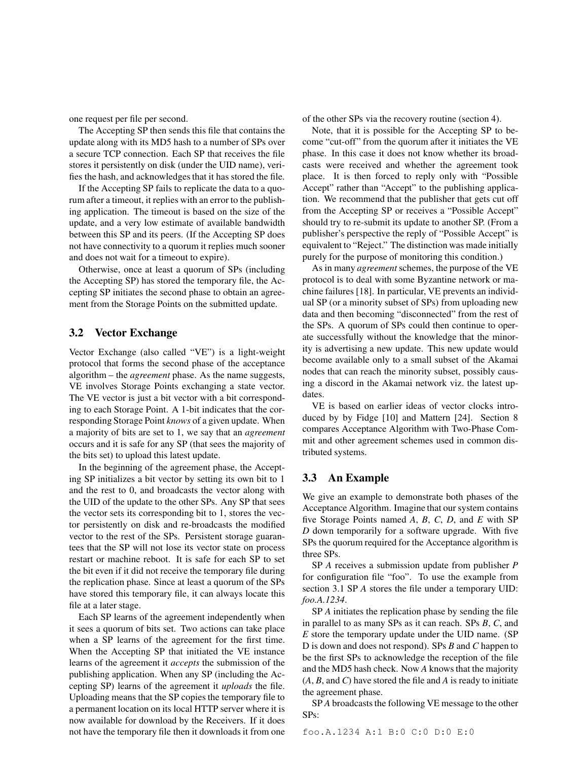one request per file per second.

The Accepting SP then sends this file that contains the update along with its MD5 hash to a number of SPs over a secure TCP connection. Each SP that receives the file stores it persistently on disk (under the UID name), verifies the hash, and acknowledges that it has stored the file.

If the Accepting SP fails to replicate the data to a quorum after a timeout, it replies with an error to the publishing application. The timeout is based on the size of the update, and a very low estimate of available bandwidth between this SP and its peers. (If the Accepting SP does not have connectivity to a quorum it replies much sooner and does not wait for a timeout to expire).

Otherwise, once at least a quorum of SPs (including the Accepting SP) has stored the temporary file, the Accepting SP initiates the second phase to obtain an agreement from the Storage Points on the submitted update.

### 3.2 Vector Exchange

Vector Exchange (also called "VE") is a light-weight protocol that forms the second phase of the acceptance algorithm – the *agreement* phase. As the name suggests, VE involves Storage Points exchanging a state vector. The VE vector is just a bit vector with a bit corresponding to each Storage Point. A 1-bit indicates that the corresponding Storage Point *knows* of a given update. When a majority of bits are set to 1, we say that an *agreement* occurs and it is safe for any SP (that sees the majority of the bits set) to upload this latest update.

In the beginning of the agreement phase, the Accepting SP initializes a bit vector by setting its own bit to 1 and the rest to 0, and broadcasts the vector along with the UID of the update to the other SPs. Any SP that sees the vector sets its corresponding bit to 1, stores the vector persistently on disk and re-broadcasts the modified vector to the rest of the SPs. Persistent storage guarantees that the SP will not lose its vector state on process restart or machine reboot. It is safe for each SP to set the bit even if it did not receive the temporary file during the replication phase. Since at least a quorum of the SPs have stored this temporary file, it can always locate this file at a later stage.

Each SP learns of the agreement independently when it sees a quorum of bits set. Two actions can take place when a SP learns of the agreement for the first time. When the Accepting SP that initiated the VE instance learns of the agreement it *accepts* the submission of the publishing application. When any SP (including the Accepting SP) learns of the agreement it *uploads* the file. Uploading means that the SP copies the temporary file to a permanent location on its local HTTP server where it is now available for download by the Receivers. If it does not have the temporary file then it downloads it from one of the other SPs via the recovery routine (section 4).

Note, that it is possible for the Accepting SP to become "cut-off" from the quorum after it initiates the VE phase. In this case it does not know whether its broadcasts were received and whether the agreement took place. It is then forced to reply only with "Possible Accept" rather than "Accept" to the publishing application. We recommend that the publisher that gets cut off from the Accepting SP or receives a "Possible Accept" should try to re-submit its update to another SP. (From a publisher's perspective the reply of "Possible Accept" is equivalent to "Reject." The distinction was made initially purely for the purpose of monitoring this condition.)

As in many *agreement* schemes, the purpose of the VE protocol is to deal with some Byzantine network or machine failures [18]. In particular, VE prevents an individual SP (or a minority subset of SPs) from uploading new data and then becoming "disconnected" from the rest of the SPs. A quorum of SPs could then continue to operate successfully without the knowledge that the minority is advertising a new update. This new update would become available only to a small subset of the Akamai nodes that can reach the minority subset, possibly causing a discord in the Akamai network viz. the latest updates.

VE is based on earlier ideas of vector clocks introduced by by Fidge [10] and Mattern [24]. Section 8 compares Acceptance Algorithm with Two-Phase Commit and other agreement schemes used in common distributed systems.

### 3.3 An Example

We give an example to demonstrate both phases of the Acceptance Algorithm. Imagine that our system contains five Storage Points named *A*, *B*, *C*, *D*, and *E* with SP *D* down temporarily for a software upgrade. With five SPs the quorum required for the Acceptance algorithm is three SPs.

SP *A* receives a submission update from publisher *P* for configuration file "foo". To use the example from section 3.1 SP *A* stores the file under a temporary UID: *foo.A.1234*.

SP *A* initiates the replication phase by sending the file in parallel to as many SPs as it can reach. SPs *B*, *C*, and *E* store the temporary update under the UID name. (SP D is down and does not respond). SPs *B* and *C* happen to be the first SPs to acknowledge the reception of the file and the MD5 hash check. Now *A* knows that the majority (*A*, *B*, and *C*) have stored the file and *A* is ready to initiate the agreement phase.

SP *A* broadcasts the following VE message to the other SPs:

```
foo.A.1234 A:1 B:0 C:0 D:0 E:0
```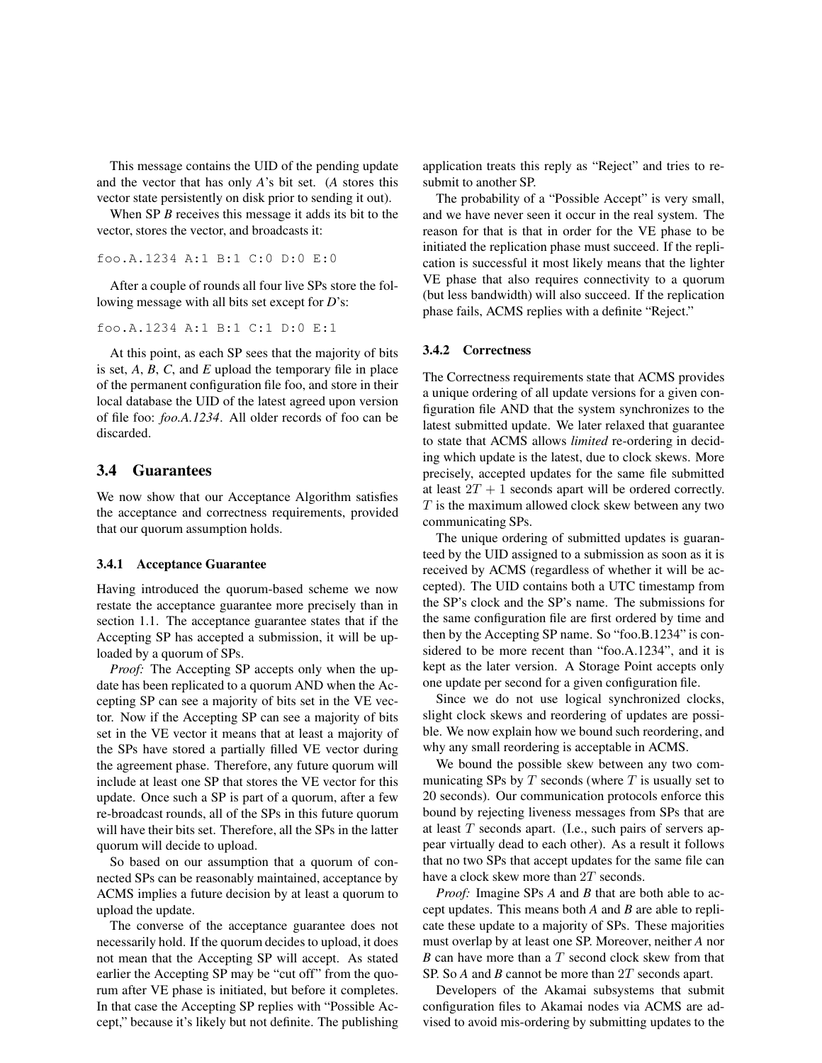This message contains the UID of the pending update and the vector that has only *A*'s bit set. (*A* stores this vector state persistently on disk prior to sending it out).

When SP *B* receives this message it adds its bit to the vector, stores the vector, and broadcasts it:

```
foo.A.1234 A:1 B:1 C:0 D:0 E:0
```

After a couple of rounds all four live SPs store the following message with all bits set except for *D*'s:

```
foo.A.1234 A:1 B:1 C:1 D:0 E:1
```

At this point, as each SP sees that the majority of bits is set, *A*, *B*, *C*, and *E* upload the temporary file in place of the permanent configuration file foo, and store in their local database the UID of the latest agreed upon version of file foo: *foo.A.1234*. All older records of foo can be discarded.

## 3.4 Guarantees

We now show that our Acceptance Algorithm satisfies the acceptance and correctness requirements, provided that our quorum assumption holds.

### 3.4.1 Acceptance Guarantee

Having introduced the quorum-based scheme we now restate the acceptance guarantee more precisely than in section 1.1. The acceptance guarantee states that if the Accepting SP has accepted a submission, it will be uploaded by a quorum of SPs.

*Proof:* The Accepting SP accepts only when the update has been replicated to a quorum AND when the Accepting SP can see a majority of bits set in the VE vector. Now if the Accepting SP can see a majority of bits set in the VE vector it means that at least a majority of the SPs have stored a partially filled VE vector during the agreement phase. Therefore, any future quorum will include at least one SP that stores the VE vector for this update. Once such a SP is part of a quorum, after a few re-broadcast rounds, all of the SPs in this future quorum will have their bits set. Therefore, all the SPs in the latter quorum will decide to upload.

So based on our assumption that a quorum of connected SPs can be reasonably maintained, acceptance by ACMS implies a future decision by at least a quorum to upload the update.

The converse of the acceptance guarantee does not necessarily hold. If the quorum decides to upload, it does not mean that the Accepting SP will accept. As stated earlier the Accepting SP may be "cut off" from the quorum after VE phase is initiated, but before it completes. In that case the Accepting SP replies with "Possible Accept," because it's likely but not definite. The publishing application treats this reply as "Reject" and tries to resubmit to another SP.

The probability of a "Possible Accept" is very small, and we have never seen it occur in the real system. The reason for that is that in order for the VE phase to be initiated the replication phase must succeed. If the replication is successful it most likely means that the lighter VE phase that also requires connectivity to a quorum (but less bandwidth) will also succeed. If the replication phase fails, ACMS replies with a definite "Reject."

### 3.4.2 Correctness

The Correctness requirements state that ACMS provides a unique ordering of all update versions for a given configuration file AND that the system synchronizes to the latest submitted update. We later relaxed that guarantee to state that ACMS allows *limited* re-ordering in deciding which update is the latest, due to clock skews. More precisely, accepted updates for the same file submitted at least $2T + 1$ seconds apart will be ordered correctly. $T$ is the maximum allowed clock skew between any two communicating SPs.

The unique ordering of submitted updates is guaranteed by the UID assigned to a submission as soon as it is received by ACMS (regardless of whether it will be accepted). The UID contains both a UTC timestamp from the SP's clock and the SP's name. The submissions for the same configuration file are first ordered by time and then by the Accepting SP name. So "foo.B.1234" is considered to be more recent than "foo.A.1234", and it is kept as the later version. A Storage Point accepts only one update per second for a given configuration file.

Since we do not use logical synchronized clocks, slight clock skews and reordering of updates are possible. We now explain how we bound such reordering, and why any small reordering is acceptable in ACMS.

We bound the possible skew between any two communicating SPs by $T$ seconds (where $T$ is usually set to 20 seconds). Our communication protocols enforce this bound by rejecting liveness messages from SPs that are at least $T$ seconds apart. (I.e., such pairs of servers appear virtually dead to each other). As a result it follows that no two SPs that accept updates for the same file can have a clock skew more than $2T$ seconds.

*Proof:* Imagine SPs *A* and *B* that are both able to accept updates. This means both *A* and *B* are able to replicate these update to a majority of SPs. These majorities must overlap by at least one SP. Moreover, neither *A* nor *B* can have more than a $T$ second clock skew from that SP. So *A* and *B* cannot be more than $2T$ seconds apart.

Developers of the Akamai subsystems that submit configuration files to Akamai nodes via ACMS are advised to avoid mis-ordering by submitting updates to the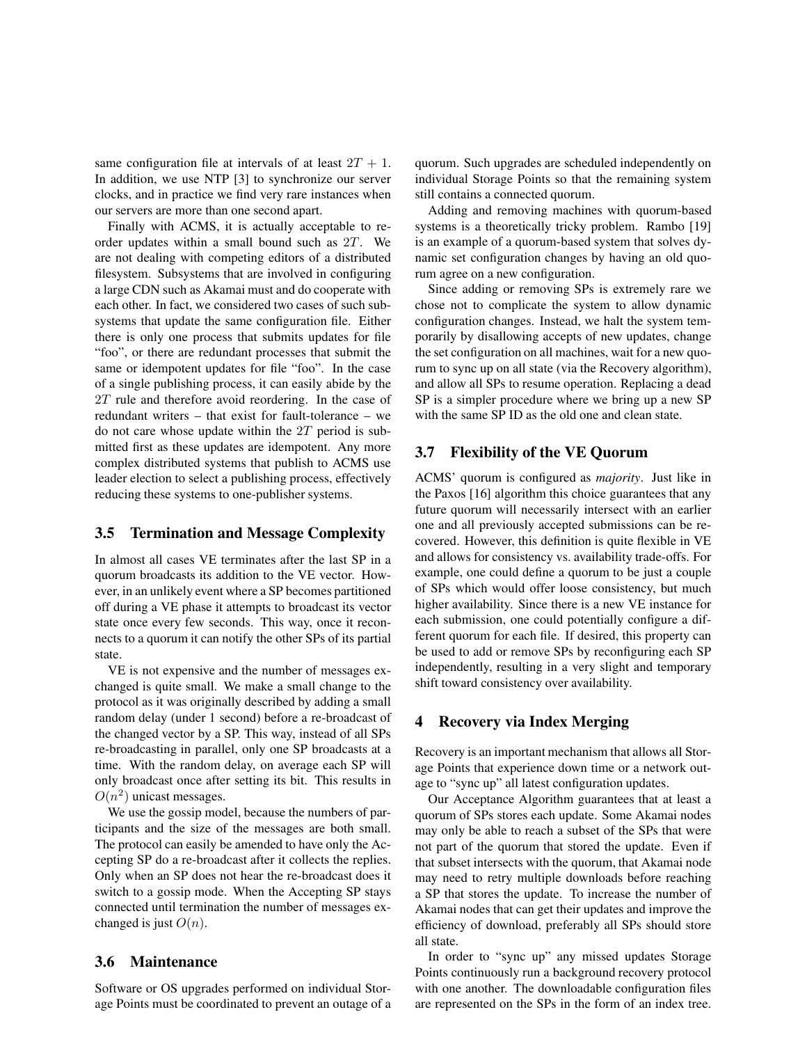same configuration file at intervals of at least $2T + 1$. In addition, we use NTP [3] to synchronize our server clocks, and in practice we find very rare instances when our servers are more than one second apart.

Finally with ACMS, it is actually acceptable to reorder updates within a small bound such as $2T$. We are not dealing with competing editors of a distributed filesystem. Subsystems that are involved in configuring a large CDN such as Akamai must and do cooperate with each other. In fact, we considered two cases of such subsystems that update the same configuration file. Either there is only one process that submits updates for file "foo", or there are redundant processes that submit the same or idempotent updates for file "foo". In the case of a single publishing process, it can easily abide by the $2T$ rule and therefore avoid reordering. In the case of redundant writers – that exist for fault-tolerance – we do not care whose update within the $2T$ period is submitted first as these updates are idempotent. Any more complex distributed systems that publish to ACMS use leader election to select a publishing process, effectively reducing these systems to one-publisher systems.

### 3.5 Termination and Message Complexity

In almost all cases VE terminates after the last SP in a quorum broadcasts its addition to the VE vector. However, in an unlikely event where a SP becomes partitioned off during a VE phase it attempts to broadcast its vector state once every few seconds. This way, once it reconnects to a quorum it can notify the other SPs of its partial state.

VE is not expensive and the number of messages exchanged is quite small. We make a small change to the protocol as it was originally described by adding a small random delay (under 1 second) before a re-broadcast of the changed vector by a SP. This way, instead of all SPs re-broadcasting in parallel, only one SP broadcasts at a time. With the random delay, on average each SP will only broadcast once after setting its bit. This results in $O(n^2)$ unicast messages.

We use the gossip model, because the numbers of participants and the size of the messages are both small. The protocol can easily be amended to have only the Accepting SP do a re-broadcast after it collects the replies. Only when an SP does not hear the re-broadcast does it switch to a gossip mode. When the Accepting SP stays connected until termination the number of messages exchanged is just $O(n)$.

### 3.6 Maintenance

Software or OS upgrades performed on individual Storage Points must be coordinated to prevent an outage of a quorum. Such upgrades are scheduled independently on individual Storage Points so that the remaining system still contains a connected quorum.

Adding and removing machines with quorum-based systems is a theoretically tricky problem. Rambo [19] is an example of a quorum-based system that solves dynamic set configuration changes by having an old quorum agree on a new configuration.

Since adding or removing SPs is extremely rare we chose not to complicate the system to allow dynamic configuration changes. Instead, we halt the system temporarily by disallowing accepts of new updates, change the set configuration on all machines, wait for a new quorum to sync up on all state (via the Recovery algorithm), and allow all SPs to resume operation. Replacing a dead SP is a simpler procedure where we bring up a new SP with the same SP ID as the old one and clean state.

### 3.7 Flexibility of the VE Quorum

ACMS' quorum is configured as *majority*. Just like in the Paxos [16] algorithm this choice guarantees that any future quorum will necessarily intersect with an earlier one and all previously accepted submissions can be recovered. However, this definition is quite flexible in VE and allows for consistency vs. availability trade-offs. For example, one could define a quorum to be just a couple of SPs which would offer loose consistency, but much higher availability. Since there is a new VE instance for each submission, one could potentially configure a different quorum for each file. If desired, this property can be used to add or remove SPs by reconfiguring each SP independently, resulting in a very slight and temporary shift toward consistency over availability.

## 4 Recovery via Index Merging

Recovery is an important mechanism that allows all Storage Points that experience down time or a network outage to "sync up" all latest configuration updates.

Our Acceptance Algorithm guarantees that at least a quorum of SPs stores each update. Some Akamai nodes may only be able to reach a subset of the SPs that were not part of the quorum that stored the update. Even if that subset intersects with the quorum, that Akamai node may need to retry multiple downloads before reaching a SP that stores the update. To increase the number of Akamai nodes that can get their updates and improve the efficiency of download, preferably all SPs should store all state.

In order to "sync up" any missed updates Storage Points continuously run a background recovery protocol with one another. The downloadable configuration files are represented on the SPs in the form of an index tree.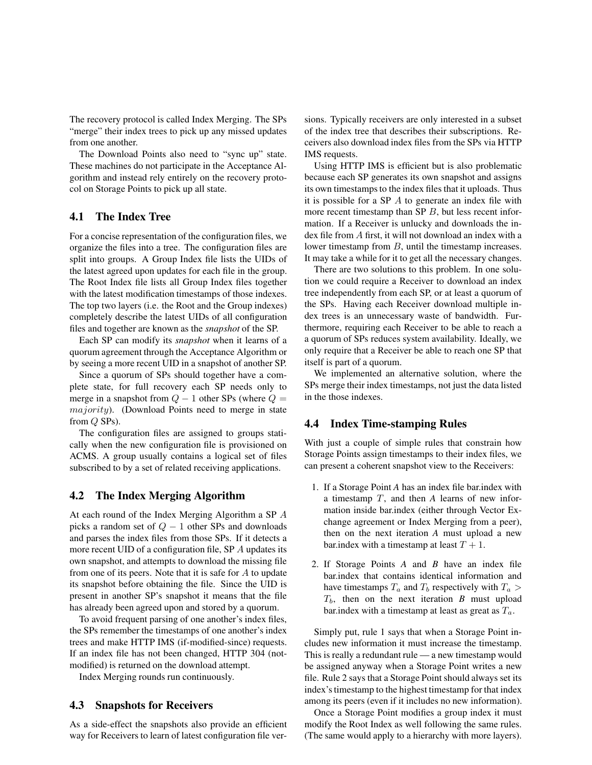The recovery protocol is called Index Merging. The SPs "merge" their index trees to pick up any missed updates from one another.

The Download Points also need to "sync up" state. These machines do not participate in the Acceptance Algorithm and instead rely entirely on the recovery protocol on Storage Points to pick up all state.

### 4.1 The Index Tree

For a concise representation of the configuration files, we organize the files into a tree. The configuration files are split into groups. A Group Index file lists the UIDs of the latest agreed upon updates for each file in the group. The Root Index file lists all Group Index files together with the latest modification timestamps of those indexes. The top two layers (i.e. the Root and the Group indexes) completely describe the latest UIDs of all configuration files and together are known as the *snapshot* of the SP.

Each SP can modify its *snapshot* when it learns of a quorum agreement through the Acceptance Algorithm or by seeing a more recent UID in a snapshot of another SP.

Since a quorum of SPs should together have a complete state, for full recovery each SP needs only to merge in a snapshot from $Q-1$ other SPs (where $Q = majority$). (Download Points need to merge in state from $Q$ SPs).

The configuration files are assigned to groups statically when the new configuration file is provisioned on ACMS. A group usually contains a logical set of files subscribed to by a set of related receiving applications.

### 4.2 The Index Merging Algorithm

At each round of the Index Merging Algorithm a SP $A$ picks a random set of $Q-1$ other SPs and downloads and parses the index files from those SPs. If it detects a more recent UID of a configuration file, SP $A$ updates its own snapshot, and attempts to download the missing file from one of its peers. Note that it is safe for $A$ to update its snapshot before obtaining the file. Since the UID is present in another SP's snapshot it means that the file has already been agreed upon and stored by a quorum.

To avoid frequent parsing of one another's index files, the SPs remember the timestamps of one another's index trees and make HTTP IMS (if-modified-since) requests. If an index file has not been changed, HTTP 304 (not-modified) is returned on the download attempt.

Index Merging rounds run continuously.

### 4.3 Snapshots for Receivers

As a side-effect the snapshots also provide an efficient way for Receivers to learn of latest configuration file versions. Typically receivers are only interested in a subset of the index tree that describes their subscriptions. Receivers also download index files from the SPs via HTTP IMS requests.

Using HTTP IMS is efficient but is also problematic because each SP generates its own snapshot and assigns its own timestamps to the index files that it uploads. Thus it is possible for a SP $A$ to generate an index file with more recent timestamp than SP $B$, but less recent information. If a Receiver is unlucky and downloads the index file from $A$ first, it will not download an index with a lower timestamp from $B$, until the timestamp increases. It may take a while for it to get all the necessary changes.

There are two solutions to this problem. In one solution we could require a Receiver to download an index tree independently from each SP, or at least a quorum of the SPs. Having each Receiver download multiple index trees is an unnecessary waste of bandwidth. Furthermore, requiring each Receiver to be able to reach a a quorum of SPs reduces system availability. Ideally, we only require that a Receiver be able to reach one SP that itself is part of a quorum.

We implemented an alternative solution, where the SPs merge their index timestamps, not just the data listed in the those indexes.

### 4.4 Index Time-stamping Rules

With just a couple of simple rules that constrain how Storage Points assign timestamps to their index files, we can present a coherent snapshot view to the Receivers:

1. If a Storage Point *A* has an index file bar.index with a timestamp $T$, and then *A* learns of new information inside bar.index (either through Vector Exchange agreement or Index Merging from a peer), then on the next iteration *A* must upload a new bar.index with a timestamp at least $T+1$.
2. If Storage Points *A* and *B* have an index file bar.index that contains identical information and have timestamps $T_a$ and $T_b$ respectively with $T_a > T_b$, then on the next iteration *B* must upload bar.index with a timestamp at least as great as $T_a$.

Simply put, rule 1 says that when a Storage Point includes new information it must increase the timestamp. This is really a redundant rule — a new timestamp would be assigned anyway when a Storage Point writes a new file. Rule 2 says that a Storage Point should always set its index's timestamp to the highest timestamp for that index among its peers (even if it includes no new information).

Once a Storage Point modifies a group index it must modify the Root Index as well following the same rules. (The same would apply to a hierarchy with more layers).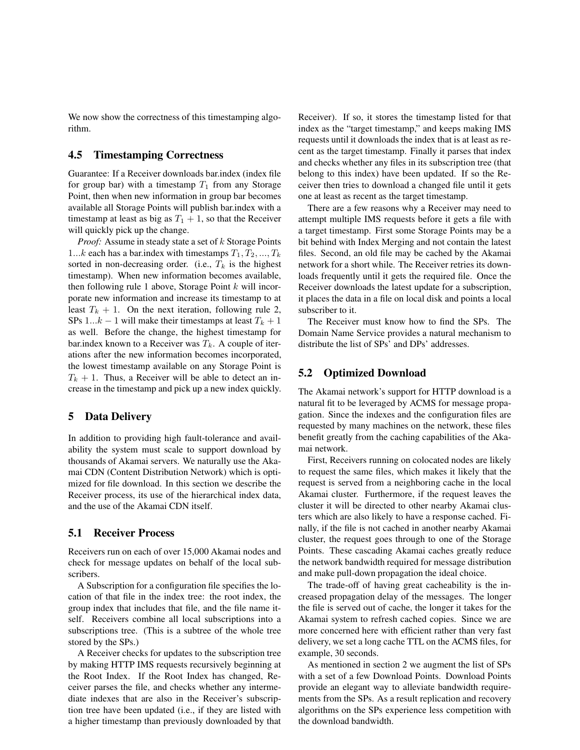We now show the correctness of this timestamping algorithm.

## 4.5 Timestamping Correctness

Guarantee: If a Receiver downloads bar.index (index file for group bar) with a timestamp $T_1$ from any Storage Point, then when new information in group bar becomes available all Storage Points will publish bar.index with a timestamp at least as big as $T_1 + 1$, so that the Receiver will quickly pick up the change.

*Proof:* Assume in steady state a set of $k$ Storage Points $1...k$ each has a bar.index with timestamps $T_1, T_2, ..., T_k$ sorted in non-decreasing order. (i.e., $T_k$ is the highest timestamp). When new information becomes available, then following rule 1 above, Storage Point $k$ will incorporate new information and increase its timestamp to at least $T_k + 1$. On the next iteration, following rule 2, SPs $1...k-1$ will make their timestamps at least $T_k + 1$ as well. Before the change, the highest timestamp for bar.index known to a Receiver was $T_k$. A couple of iterations after the new information becomes incorporated, the lowest timestamp available on any Storage Point is $T_k + 1$. Thus, a Receiver will be able to detect an increase in the timestamp and pick up a new index quickly.

# 5 Data Delivery

In addition to providing high fault-tolerance and availability the system must scale to support download by thousands of Akamai servers. We naturally use the Akamai CDN (Content Distribution Network) which is optimized for file download. In this section we describe the Receiver process, its use of the hierarchical index data, and the use of the Akamai CDN itself.

## 5.1 Receiver Process

Receivers run on each of over 15,000 Akamai nodes and check for message updates on behalf of the local subscribers.

A Subscription for a configuration file specifies the location of that file in the index tree: the root index, the group index that includes that file, and the file name itself. Receivers combine all local subscriptions into a subscriptions tree. (This is a subtree of the whole tree stored by the SPs.)

A Receiver checks for updates to the subscription tree by making HTTP IMS requests recursively beginning at the Root Index. If the Root Index has changed, Receiver parses the file, and checks whether any intermediate indexes that are also in the Receiver's subscription tree have been updated (i.e., if they are listed with a higher timestamp than previously downloaded by that Receiver). If so, it stores the timestamp listed for that index as the "target timestamp," and keeps making IMS requests until it downloads the index that is at least as recent as the target timestamp. Finally it parses that index and checks whether any files in its subscription tree (that belong to this index) have been updated. If so the Receiver then tries to download a changed file until it gets one at least as recent as the target timestamp.

There are a few reasons why a Receiver may need to attempt multiple IMS requests before it gets a file with a target timestamp. First some Storage Points may be a bit behind with Index Merging and not contain the latest files. Second, an old file may be cached by the Akamai network for a short while. The Receiver retries its downloads frequently until it gets the required file. Once the Receiver downloads the latest update for a subscription, it places the data in a file on local disk and points a local subscriber to it.

The Receiver must know how to find the SPs. The Domain Name Service provides a natural mechanism to distribute the list of SPs' and DPs' addresses.

## 5.2 Optimized Download

The Akamai network's support for HTTP download is a natural fit to be leveraged by ACMS for message propagation. Since the indexes and the configuration files are requested by many machines on the network, these files benefit greatly from the caching capabilities of the Akamai network.

First, Receivers running on colocated nodes are likely to request the same files, which makes it likely that the request is served from a neighboring cache in the local Akamai cluster. Furthermore, if the request leaves the cluster it will be directed to other nearby Akamai clusters which are also likely to have a response cached. Finally, if the file is not cached in another nearby Akamai cluster, the request goes through to one of the Storage Points. These cascading Akamai caches greatly reduce the network bandwidth required for message distribution and make pull-down propagation the ideal choice.

The trade-off of having great cacheability is the increased propagation delay of the messages. The longer the file is served out of cache, the longer it takes for the Akamai system to refresh cached copies. Since we are more concerned here with efficient rather than very fast delivery, we set a long cache TTL on the ACMS files, for example, 30 seconds.

As mentioned in section 2 we augment the list of SPs with a set of a few Download Points. Download Points provide an elegant way to alleviate bandwidth requirements from the SPs. As a result replication and recovery algorithms on the SPs experience less competition with the download bandwidth.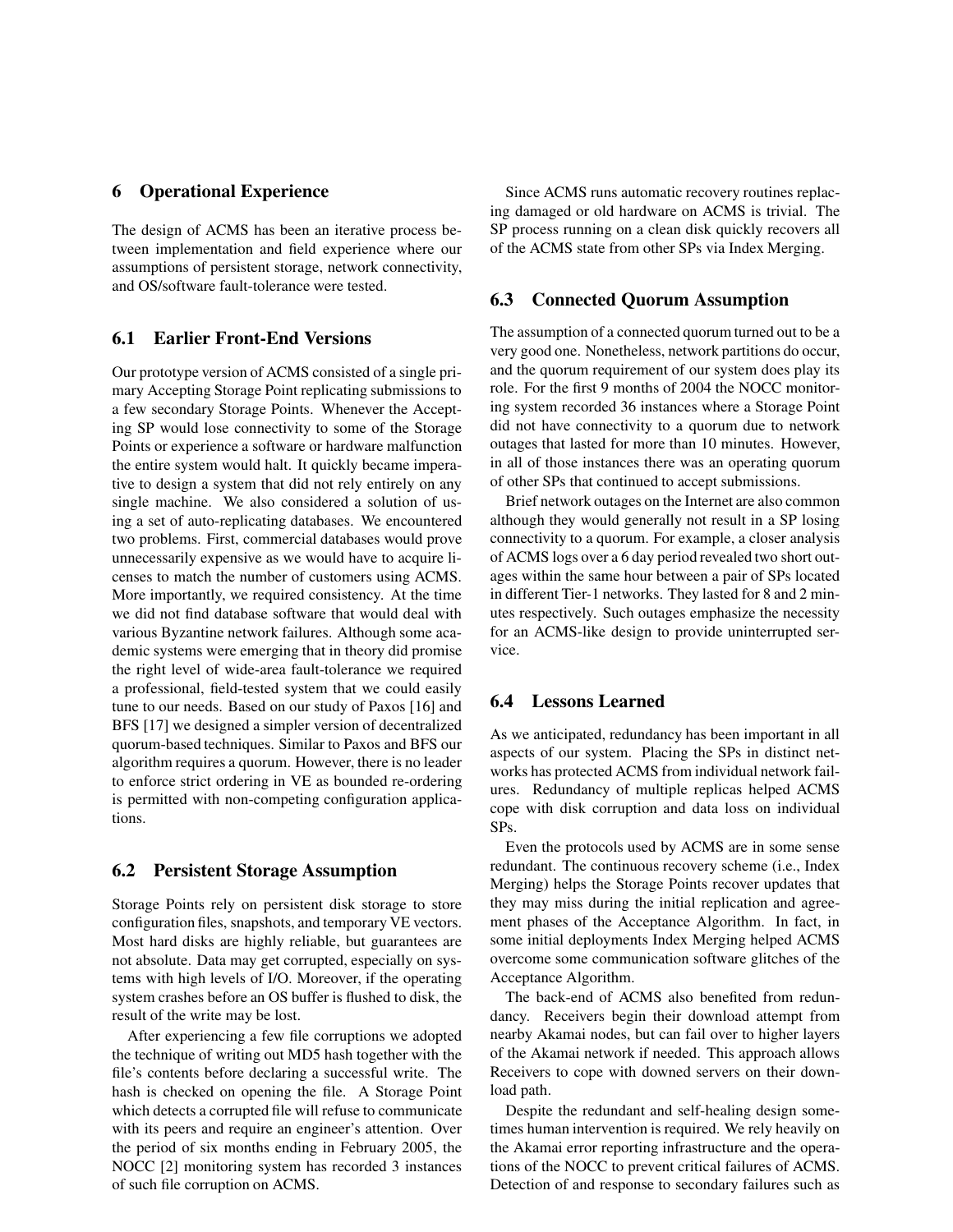## 6 Operational Experience

The design of ACMS has been an iterative process between implementation and field experience where our assumptions of persistent storage, network connectivity, and OS/software fault-tolerance were tested.

### 6.1 Earlier Front-End Versions

Our prototype version of ACMS consisted of a single primary Accepting Storage Point replicating submissions to a few secondary Storage Points. Whenever the Accepting SP would lose connectivity to some of the Storage Points or experience a software or hardware malfunction the entire system would halt. It quickly became imperative to design a system that did not rely entirely on any single machine. We also considered a solution of using a set of auto-replicating databases. We encountered two problems. First, commercial databases would prove unnecessarily expensive as we would have to acquire licenses to match the number of customers using ACMS. More importantly, we required consistency. At the time we did not find database software that would deal with various Byzantine network failures. Although some academic systems were emerging that in theory did promise the right level of wide-area fault-tolerance we required a professional, field-tested system that we could easily tune to our needs. Based on our study of Paxos [16] and BFS [17] we designed a simpler version of decentralized quorum-based techniques. Similar to Paxos and BFS our algorithm requires a quorum. However, there is no leader to enforce strict ordering in VE as bounded re-ordering is permitted with non-competing configuration applications.

### 6.2 Persistent Storage Assumption

Storage Points rely on persistent disk storage to store configuration files, snapshots, and temporary VE vectors. Most hard disks are highly reliable, but guarantees are not absolute. Data may get corrupted, especially on systems with high levels of I/O. Moreover, if the operating system crashes before an OS buffer is flushed to disk, the result of the write may be lost.

After experiencing a few file corruptions we adopted the technique of writing out MD5 hash together with the file's contents before declaring a successful write. The hash is checked on opening the file. A Storage Point which detects a corrupted file will refuse to communicate with its peers and require an engineer's attention. Over the period of six months ending in February 2005, the NOCC [2] monitoring system has recorded 3 instances of such file corruption on ACMS.

Since ACMS runs automatic recovery routines replacing damaged or old hardware on ACMS is trivial. The SP process running on a clean disk quickly recovers all of the ACMS state from other SPs via Index Merging.

### 6.3 Connected Quorum Assumption

The assumption of a connected quorum turned out to be a very good one. Nonetheless, network partitions do occur, and the quorum requirement of our system does play its role. For the first 9 months of 2004 the NOCC monitoring system recorded 36 instances where a Storage Point did not have connectivity to a quorum due to network outages that lasted for more than 10 minutes. However, in all of those instances there was an operating quorum of other SPs that continued to accept submissions.

Brief network outages on the Internet are also common although they would generally not result in a SP losing connectivity to a quorum. For example, a closer analysis of ACMS logs over a 6 day period revealed two short outages within the same hour between a pair of SPs located in different Tier-1 networks. They lasted for 8 and 2 minutes respectively. Such outages emphasize the necessity for an ACMS-like design to provide uninterrupted service.

### 6.4 Lessons Learned

As we anticipated, redundancy has been important in all aspects of our system. Placing the SPs in distinct networks has protected ACMS from individual network failures. Redundancy of multiple replicas helped ACMS cope with disk corruption and data loss on individual SPs.

Even the protocols used by ACMS are in some sense redundant. The continuous recovery scheme (i.e., Index Merging) helps the Storage Points recover updates that they may miss during the initial replication and agreement phases of the Acceptance Algorithm. In fact, in some initial deployments Index Merging helped ACMS overcome some communication software glitches of the Acceptance Algorithm.

The back-end of ACMS also benefited from redundancy. Receivers begin their download attempt from nearby Akamai nodes, but can fail over to higher layers of the Akamai network if needed. This approach allows Receivers to cope with downed servers on their download path.

Despite the redundant and self-healing design sometimes human intervention is required. We rely heavily on the Akamai error reporting infrastructure and the operations of the NOCC to prevent critical failures of ACMS. Detection of and response to secondary failures such as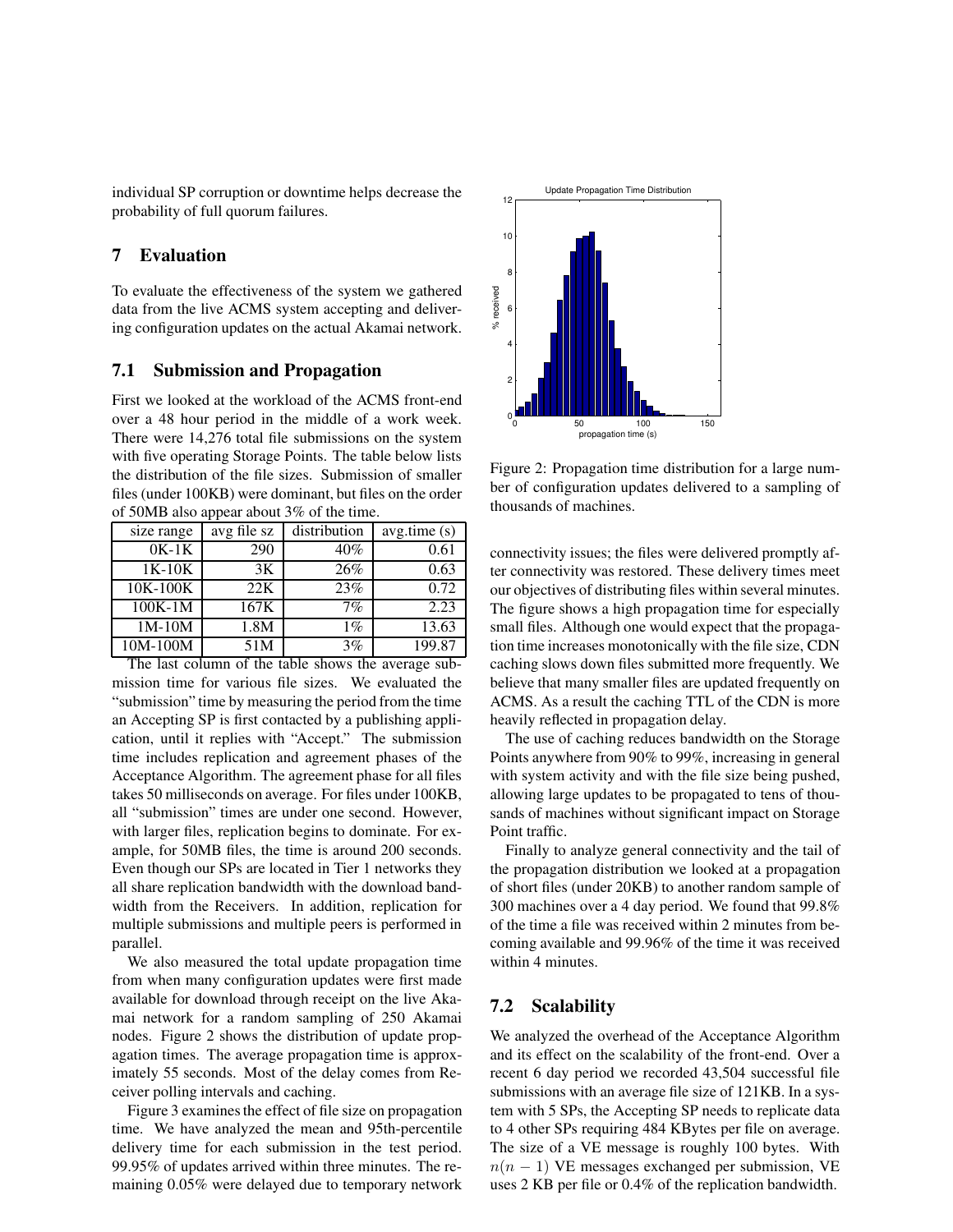individual SP corruption or downtime helps decrease the probability of full quorum failures.

# 7 Evaluation

To evaluate the effectiveness of the system we gathered data from the live ACMS system accepting and delivering configuration updates on the actual Akamai network.

## 7.1 Submission and Propagation

First we looked at the workload of the ACMS front-end over a 48 hour period in the middle of a work week. There were 14,276 total file submissions on the system with five operating Storage Points. The table below lists the distribution of the file sizes. Submission of smaller files (under 100KB) were dominant, but files on the order of 50MB also appear about 3% of the time.

| size range | avg file sz | distribution | avg.time (s) |
|---|---|---|---|
| 0K-1K | 290 | 40% | 0.61 |
| 1K-10K | 3K | 26% | 0.63 |
| 10K-100K | 22K | 23% | 0.72 |
| 100K-1M | 167K | 7% | 2.23 |
| 1M-10M | 1.8M | 1% | 13.63 |
| 10M-100M | 51M | 3% | 199.87 |

The last column of the table shows the average submission time for various file sizes. We evaluated the "submission" time by measuring the period from the time an Accepting SP is first contacted by a publishing application, until it replies with "Accept." The submission time includes replication and agreement phases of the Acceptance Algorithm. The agreement phase for all files takes 50 milliseconds on average. For files under 100KB, all "submission" times are under one second. However, with larger files, replication begins to dominate. For example, for 50MB files, the time is around 200 seconds. Even though our SPs are located in Tier 1 networks they all share replication bandwidth with the download bandwidth from the Receivers. In addition, replication for multiple submissions and multiple peers is performed in parallel.

We also measured the total update propagation time from when many configuration updates were first made available for download through receipt on the live Akamai network for a random sampling of 250 Akamai nodes. Figure 2 shows the distribution of update propagation times. The average propagation time is approximately 55 seconds. Most of the delay comes from Receiver polling intervals and caching.

Figure 3 examines the effect of file size on propagation time. We have analyzed the mean and 95th-percentile delivery time for each submission in the test period. 99.95% of updates arrived within three minutes. The remaining 0.05% were delayed due to temporary network connectivity issues; the files were delivered promptly after connectivity was restored. These delivery times meet our objectives of distributing files within several minutes. The figure shows a high propagation time for especially small files. Although one would expect that the propagation time increases monotonically with the file size, CDN caching slows down files submitted more frequently. We believe that many smaller files are updated frequently on ACMS. As a result the caching TTL of the CDN is more heavily reflected in propagation delay.

Figure 2: Propagation time distribution for a large number of configuration updates delivered to a sampling of thousands of machines.

The use of caching reduces bandwidth on the Storage Points anywhere from 90% to 99%, increasing in general with system activity and with the file size being pushed, allowing large updates to be propagated to tens of thousands of machines without significant impact on Storage Point traffic.

Finally to analyze general connectivity and the tail of the propagation distribution we looked at a propagation of short files (under 20KB) to another random sample of 300 machines over a 4 day period. We found that 99.8% of the time a file was received within 2 minutes from becoming available and 99.96% of the time it was received within 4 minutes.

## 7.2 Scalability

We analyzed the overhead of the Acceptance Algorithm and its effect on the scalability of the front-end. Over a recent 6 day period we recorded 43,504 successful file submissions with an average file size of 121KB. In a system with 5 SPs, the Accepting SP needs to replicate data to 4 other SPs requiring 484 KBytes per file on average. The size of a VE message is roughly 100 bytes. With $n(n-1)$ VE messages exchanged per submission, VE uses 2 KB per file or 0.4% of the replication bandwidth.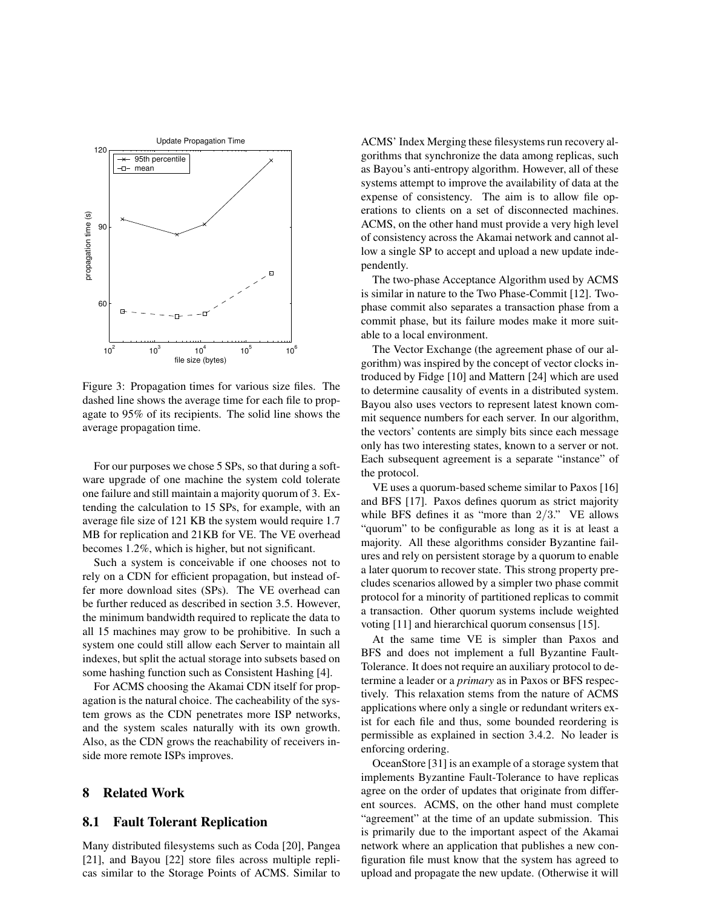Figure 3: Propagation times for various size files. The dashed line shows the average time for each file to propagate to 95% of its recipients. The solid line shows the average propagation time.

For our purposes we chose 5 SPs, so that during a software upgrade of one machine the system cold tolerate one failure and still maintain a majority quorum of 3. Extending the calculation to 15 SPs, for example, with an average file size of 121 KB the system would require 1.7 MB for replication and 21KB for VE. The VE overhead becomes 1.2%, which is higher, but not significant.

Such a system is conceivable if one chooses not to rely on a CDN for efficient propagation, but instead offer more download sites (SPs). The VE overhead can be further reduced as described in section 3.5. However, the minimum bandwidth required to replicate the data to all 15 machines may grow to be prohibitive. In such a system one could still allow each Server to maintain all indexes, but split the actual storage into subsets based on some hashing function such as Consistent Hashing [4].

For ACMS choosing the Akamai CDN itself for propagation is the natural choice. The cacheability of the system grows as the CDN penetrates more ISP networks, and the system scales naturally with its own growth. Also, as the CDN grows the reachability of receivers inside more remote ISPs improves.

# 8 Related Work

## 8.1 Fault Tolerant Replication

Many distributed filesystems such as Coda [20], Pangea [21], and Bayou [22] store files across multiple replicas similar to the Storage Points of ACMS. Similar to ACMS' Index Merging these filesystems run recovery algorithms that synchronize the data among replicas, such as Bayou's anti-entropy algorithm. However, all of these systems attempt to improve the availability of data at the expense of consistency. The aim is to allow file operations to clients on a set of disconnected machines. ACMS, on the other hand must provide a very high level of consistency across the Akamai network and cannot allow a single SP to accept and upload a new update independently.

The two-phase Acceptance Algorithm used by ACMS is similar in nature to the Two Phase-Commit [12]. Two-phase commit also separates a transaction phase from a commit phase, but its failure modes make it more suitable to a local environment.

The Vector Exchange (the agreement phase of our algorithm) was inspired by the concept of vector clocks introduced by Fidge [10] and Mattern [24] which are used to determine causality of events in a distributed system. Bayou also uses vectors to represent latest known commit sequence numbers for each server. In our algorithm, the vectors' contents are simply bits since each message only has two interesting states, known to a server or not. Each subsequent agreement is a separate "instance" of the protocol.

VE uses a quorum-based scheme similar to Paxos [16] and BFS [17]. Paxos defines quorum as strict majority while BFS defines it as "more than $2/3$." VE allows "quorum" to be configurable as long as it is at least a majority. All these algorithms consider Byzantine failures and rely on persistent storage by a quorum to enable a later quorum to recover state. This strong property precludes scenarios allowed by a simpler two phase commit protocol for a minority of partitioned replicas to commit a transaction. Other quorum systems include weighted voting [11] and hierarchical quorum consensus [15].

At the same time VE is simpler than Paxos and BFS and does not implement a full Byzantine Fault-Tolerance. It does not require an auxiliary protocol to determine a leader or a *primary* as in Paxos or BFS respectively. This relaxation stems from the nature of ACMS applications where only a single or redundant writers exist for each file and thus, some bounded reordering is permissible as explained in section 3.4.2. No leader is enforcing ordering.

OceanStore [31] is an example of a storage system that implements Byzantine Fault-Tolerance to have replicas agree on the order of updates that originate from different sources. ACMS, on the other hand must complete "agreement" at the time of an update submission. This is primarily due to the important aspect of the Akamai network where an application that publishes a new configuration file must know that the system has agreed to upload and propagate the new update. (Otherwise it will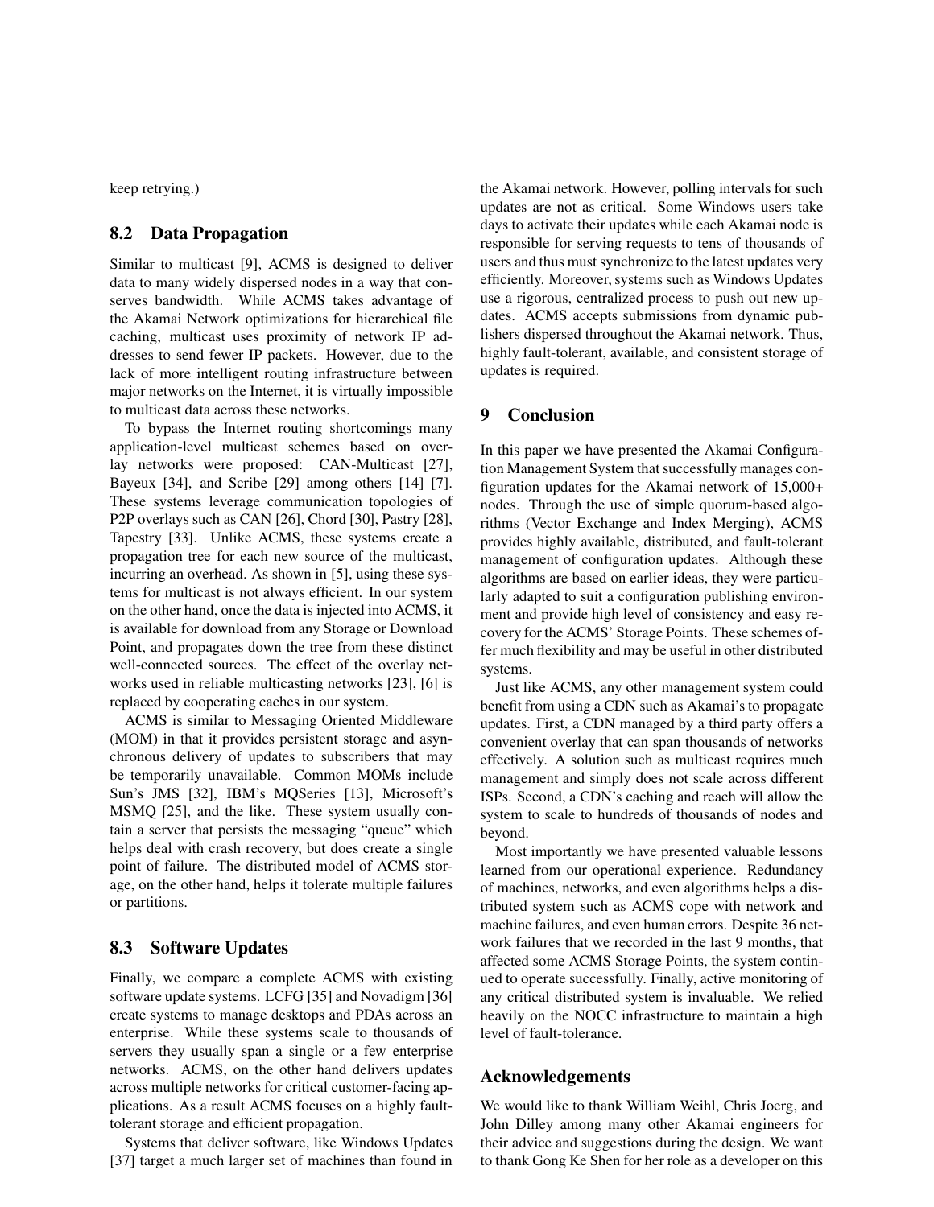keep retrying.)

### 8.2 Data Propagation

Similar to multicast [9], ACMS is designed to deliver data to many widely dispersed nodes in a way that conserves bandwidth. While ACMS takes advantage of the Akamai Network optimizations for hierarchical file caching, multicast uses proximity of network IP addresses to send fewer IP packets. However, due to the lack of more intelligent routing infrastructure between major networks on the Internet, it is virtually impossible to multicast data across these networks.

To bypass the Internet routing shortcomings many application-level multicast schemes based on overlay networks were proposed: CAN-Multicast [27], Bayeux [34], and Scribe [29] among others [14] [7]. These systems leverage communication topologies of P2P overlays such as CAN [26], Chord [30], Pastry [28], Tapestry [33]. Unlike ACMS, these systems create a propagation tree for each new source of the multicast, incurring an overhead. As shown in [5], using these systems for multicast is not always efficient. In our system on the other hand, once the data is injected into ACMS, it is available for download from any Storage or Download Point, and propagates down the tree from these distinct well-connected sources. The effect of the overlay networks used in reliable multicasting networks [23], [6] is replaced by cooperating caches in our system.

ACMS is similar to Messaging Oriented Middleware (MOM) in that it provides persistent storage and asynchronous delivery of updates to subscribers that may be temporarily unavailable. Common MOMs include Sun's JMS [32], IBM's MQSeries [13], Microsoft's MSMQ [25], and the like. These system usually contain a server that persists the messaging "queue" which helps deal with crash recovery, but does create a single point of failure. The distributed model of ACMS storage, on the other hand, helps it tolerate multiple failures or partitions.

### 8.3 Software Updates

Finally, we compare a complete ACMS with existing software update systems. LCFG [35] and Novadigm [36] create systems to manage desktops and PDAs across an enterprise. While these systems scale to thousands of servers they usually span a single or a few enterprise networks. ACMS, on the other hand delivers updates across multiple networks for critical customer-facing applications. As a result ACMS focuses on a highly fault-tolerant storage and efficient propagation.

Systems that deliver software, like Windows Updates [37] target a much larger set of machines than found in the Akamai network. However, polling intervals for such updates are not as critical. Some Windows users take days to activate their updates while each Akamai node is responsible for serving requests to tens of thousands of users and thus must synchronize to the latest updates very efficiently. Moreover, systems such as Windows Updates use a rigorous, centralized process to push out new updates. ACMS accepts submissions from dynamic publishers dispersed throughout the Akamai network. Thus, highly fault-tolerant, available, and consistent storage of updates is required.

## 9 Conclusion

In this paper we have presented the Akamai Configuration Management System that successfully manages configuration updates for the Akamai network of 15,000+ nodes. Through the use of simple quorum-based algorithms (Vector Exchange and Index Merging), ACMS provides highly available, distributed, and fault-tolerant management of configuration updates. Although these algorithms are based on earlier ideas, they were particularly adapted to suit a configuration publishing environment and provide high level of consistency and easy recovery for the ACMS' Storage Points. These schemes offer much flexibility and may be useful in other distributed systems.

Just like ACMS, any other management system could benefit from using a CDN such as Akamai's to propagate updates. First, a CDN managed by a third party offers a convenient overlay that can span thousands of networks effectively. A solution such as multicast requires much management and simply does not scale across different ISPs. Second, a CDN's caching and reach will allow the system to scale to hundreds of thousands of nodes and beyond.

Most importantly we have presented valuable lessons learned from our operational experience. Redundancy of machines, networks, and even algorithms helps a distributed system such as ACMS cope with network and machine failures, and even human errors. Despite 36 network failures that we recorded in the last 9 months, that affected some ACMS Storage Points, the system continued to operate successfully. Finally, active monitoring of any critical distributed system is invaluable. We relied heavily on the NOCC infrastructure to maintain a high level of fault-tolerance.

## Acknowledgements

We would like to thank William Weihl, Chris Joerg, and John Dilley among many other Akamai engineers for their advice and suggestions during the design. We want to thank Gong Ke Shen for her role as a developer on this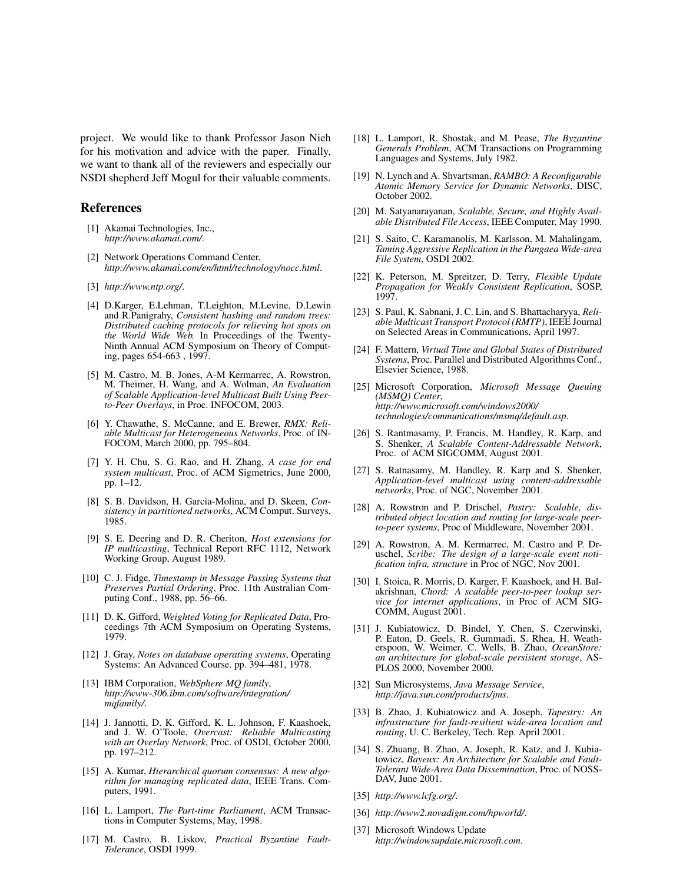project. We would like to thank Professor Jason Nieh for his motivation and advice with the paper. Finally, we want to thank all of the reviewers and especially our NSDI shepherd Jeff Mogul for their valuable comments.

## References

[1] Akamai Technologies, Inc., *http://www.akamai.com/*.

[2] Network Operations Command Center, *http://www.akamai.com/en/html/technology/nocc.html*.

[3] *http://www.ntp.org/*.

[4] D.Karger, E.Lehman, T.Leighton, M.Levine, D.Lewin and R.Panigrahy, *Consistent hashing and random trees: Distributed caching protocols for relieving hot spots on the World Wide Web*. In Proceedings of the Twenty-Ninth Annual ACM Symposium on Theory of Computing, pages 654-663 , 1997.

[5] M. Castro, M. B. Jones, A-M Kermarrec, A. Rowstron, M. Theimer, H. Wang, and A. Wolman, *An Evaluation of Scalable Application-level Multicast Built Using Peer-to-Peer Overlays*, in Proc. INFOCOM, 2003.

[6] Y. Chawathe, S. McCanne, and E. Brewer, *RMX: Reliable Multicast for Heterogeneous Networks*, Proc. of INFOCOM, March 2000, pp. 795–804.

[7] Y. H. Chu, S. G. Rao, and H. Zhang, *A case for end system multicast*, Proc. of ACM Sigmetrics, June 2000, pp. 1–12.

[8] S. B. Davidson, H. Garcia-Molina, and D. Skeen, *Consistency in partitioned networks*, ACM Comput. Surveys, 1985.

[9] S. E. Deering and D. R. Cheriton, *Host extensions for IP multicasting*, Technical Report RFC 1112, Network Working Group, August 1989.

[10] C. J. Fidge, *Timestamp in Message Passing Systems that Preserves Partial Ordering*, Proc. 11th Australian Computing Conf., 1988, pp. 56–66.

[11] D. K. Gifford, *Weighted Voting for Replicated Data*, Proceedings 7th ACM Symposium on Operating Systems, 1979.

[12] J. Gray, *Notes on database operating systems*, Operating Systems: An Advanced Course. pp. 394–481, 1978.

[13] IBM Corporation, *WebSphere MQ family*, *http://www-306.ibm.com/software/integration/mqfamily/*.

[14] J. Jannotti, D. K. Gifford, K. L. Johnson, F. Kaashoek, and J. W. O'Toole, *Overcast: Reliable Multicasting with an Overlay Network*, Proc. of OSDI, October 2000, pp. 197–212.

[15] A. Kumar, *Hierarchical quorum consensus: A new algorithm for managing replicated data*, IEEE Trans. Computers, 1991.

[16] L. Lamport, *The Part-time Parliament*, ACM Transactions in Computer Systems, May, 1998.

[17] M. Castro, B. Liskov, *Practical Byzantine Fault-Tolerance*, OSDI 1999.

[18] L. Lamport, R. Shostak, and M. Pease, *The Byzantine Generals Problem*, ACM Transactions on Programming Languages and Systems, July 1982.

[19] N. Lynch and A. Shvartsman, *RAMBO: A Reconfigurable Atomic Memory Service for Dynamic Networks*, DISC, October 2002.

[20] M. Satyanarayanan, *Scalable, Secure, and Highly Available Distributed File Access*, IEEE Computer, May 1990.

[21] S. Saito, C. Karamanolis, M. Karlsson, M. Mahalingam, *Taming Aggressive Replication in the Pangaea Wide-area File System*, OSDI 2002.

[22] K. Peterson, M. Spreitzer, D. Terry, *Flexible Update Propagation for Weakly Consistent Replication*, SOSP, 1997.

[23] S. Paul, K. Sabnani, J. C. Lin, and S. Bhattacharyya, *Reliable Multicast Transport Protocol (RMTP)*, IEEE Journal on Selected Areas in Communications, April 1997.

[24] F. Mattern, *Virtual Time and Global States of Distributed Systems*, Proc. Parallel and Distributed Algorithms Conf., Elsevier Science, 1988.

[25] Microsoft Corporation, *Microsoft Message Queuing (MSMQ) Center*, *http://www.microsoft.com/windows2000/technologies/communications/msmq/default.asp*.

[26] S. Rantmasamy, P. Francis, M. Handley, R. Karp, and S. Shenker, *A Scalable Content-Addressable Network*, Proc. of ACM SIGCOMM, August 2001.

[27] S. Ratnasamy, M. Handley, R. Karp and S. Shenker, *Application-level multicast using content-addressable networks*, Proc. of NGC, November 2001.

[28] A. Rowstron and P. Drischel, *Pastry: Scalable, distributed object location and routing for large-scale peer-to-peer systems*, Proc of Middleware, November 2001.

[29] A. Rowstron, A. M. Kermarrec, M. Castro and P. Druschel, *Scribe: The design of a large-scale event notification infra, structure* in Proc of NGC, Nov 2001.

[30] I. Stoica, R. Morris, D. Karger, F. Kaashoek, and H. Balakrishnan, *Chord: A scalable peer-to-peer lookup service for internet applications*, in Proc of ACM SIGCOMM, August 2001.

[31] J. Kubiatowicz, D. Bindel, Y. Chen, S. Czerwinski, P. Eaton, D. Geels, R. Gummadi, S. Rhea, H. Weatherspoon, W. Weimer, C. Wells, B. Zhao, *OceanStore: an architecture for global-scale persistent storage*, ASPLOS 2000, November 2000.

[32] Sun Microsystems, *Java Message Service*, *http://java.sun.com/products/jms*.

[33] B. Zhao, J. Kubiatowicz and A. Joseph, *Tapestry: An infrastructure for fault-resilient wide-area location and routing*, U. C. Berkeley, Tech. Rep. April 2001.

[34] S. Zhuang, B. Zhao, A. Joseph, R. Katz, and J. Kubiatowicz, *Bayeux: An Architecture for Scalable and Fault-Tolerant Wide-Area Data Dissemination*, Proc. of NOSSDAV, June 2001.

[35] *http://www.lcfg.org/*.

[36] *http://www2.novadigm.com/hpworld/*.

[37] Microsoft Windows Update *http://windowsupdate.microsoft.com*.